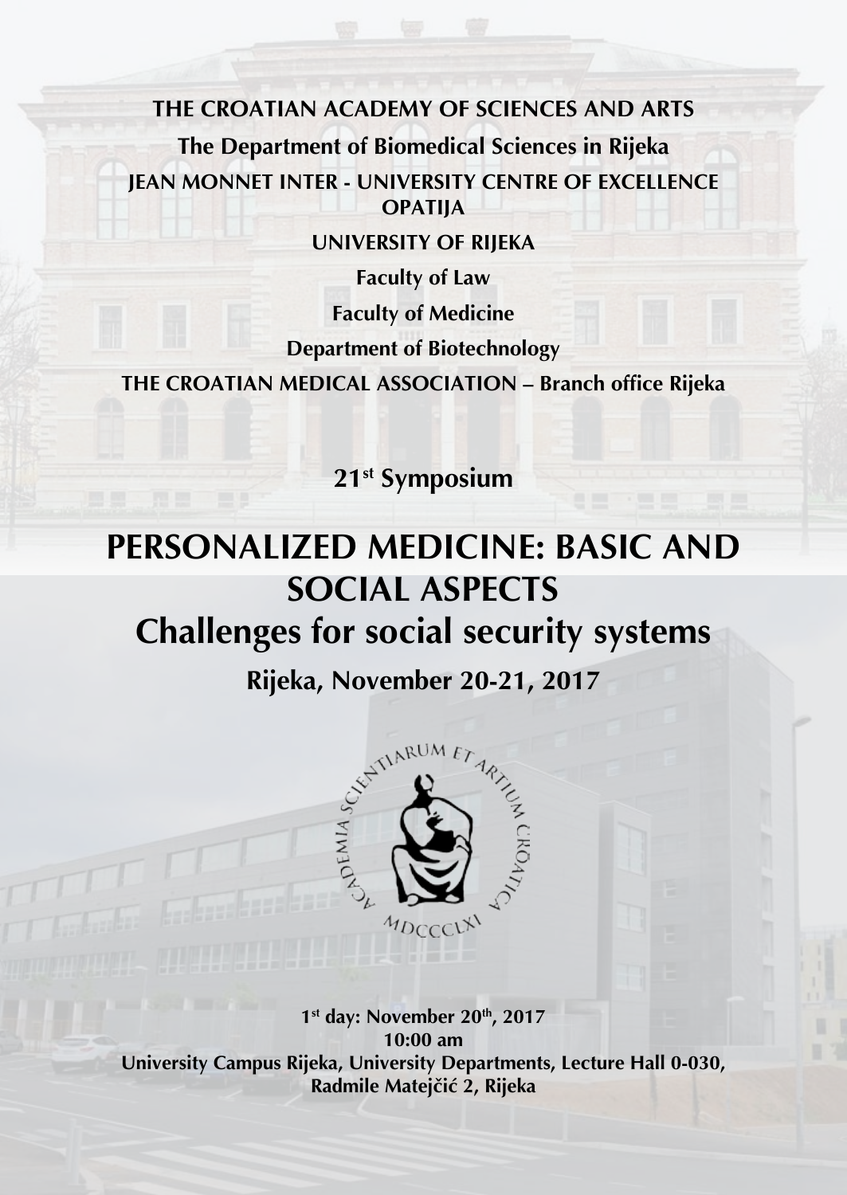**THE CROATIAN ACADEMY OF SCIENCES AND ARTS**

**The Department of Biomedical Sciences in Rijeka**

**JEAN MONNET INTER - UNIVERSITY CENTRE OF EXCELLENCE OPATIJA**

**UNIVERSITY OF RIJEKA**

**Faculty of Law**

**Faculty of Medicine**

**Department of Biotechnology**

**THE CROATIAN MEDICAL ASSOCIATION – Branch office Rijeka**

**21st Symposium**

# PERSONALIZED MEDICINE: BASIC AND SOCIAL ASPECTS

## Challenges for social security systems

**Rijeka, November 20-21, 2017**

**1st day: November 20th, 2017**
**10:00 am**
**University Campus Rijeka, University Departments, Lecture Hall 0-030, Radmile Matejčić 2, Rijeka**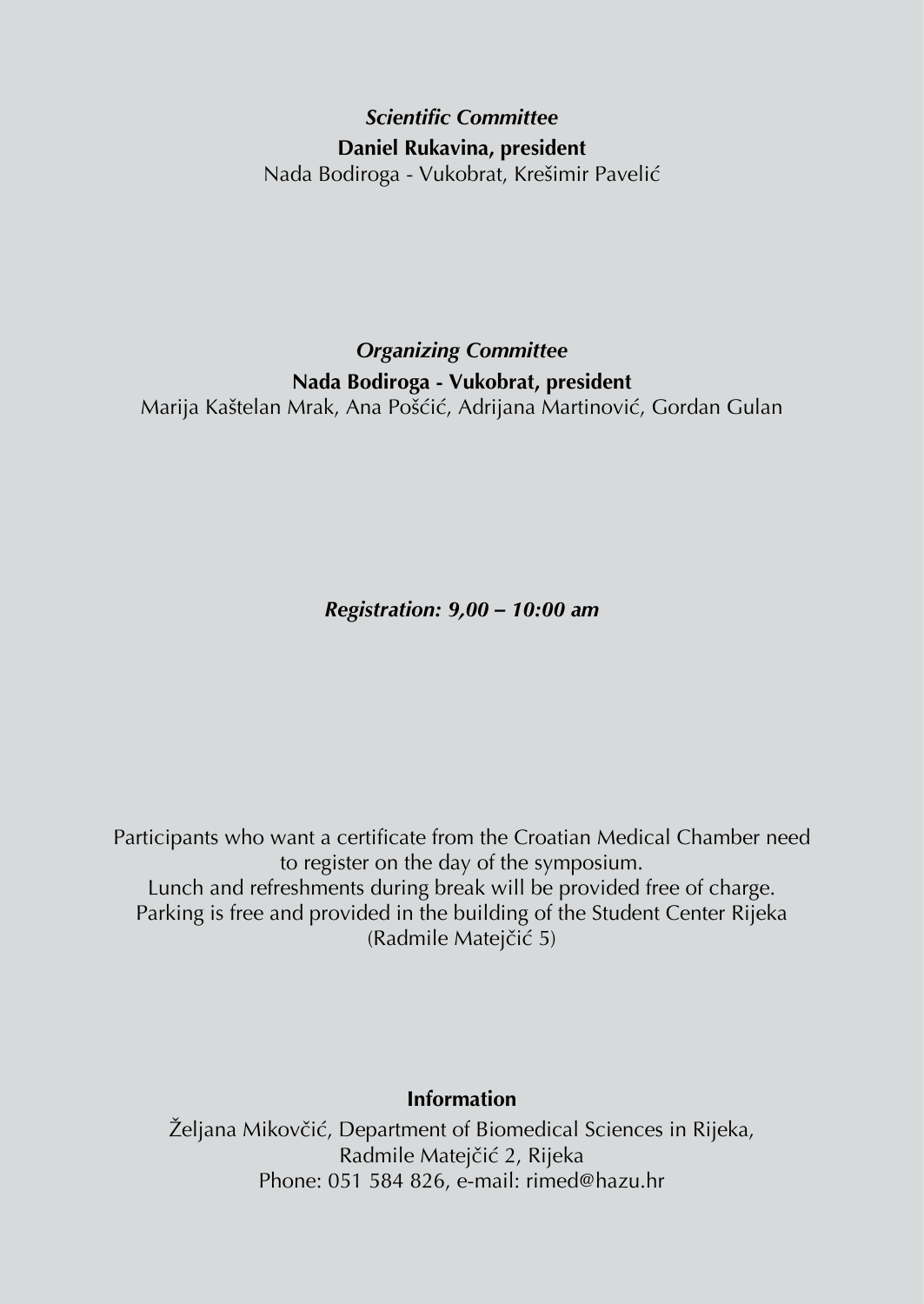*Scientific Committee*

**Daniel Rukavina, president**

Nada Bodiroga - Vukobrat, Krešimir Pavelić

*Organizing Committee*

**Nada Bodiroga - Vukobrat, president**

Marija Kaštelan Mrak, Ana Pošćić, Adrijana Martinović, Gordan Gulan

***Registration: 9,00 – 10:00 am***

Participants who want a certificate from the Croatian Medical Chamber need to register on the day of the symposium.
Lunch and refreshments during break will be provided free of charge.
Parking is free and provided in the building of the Student Center Rijeka (Radmile Matejčić 5)

**Information**

Željana Mikovčić, Department of Biomedical Sciences in Rijeka,
Radmile Matejčić 2, Rijeka
Phone: 051 584 826, e-mail: rimed@hazu.hr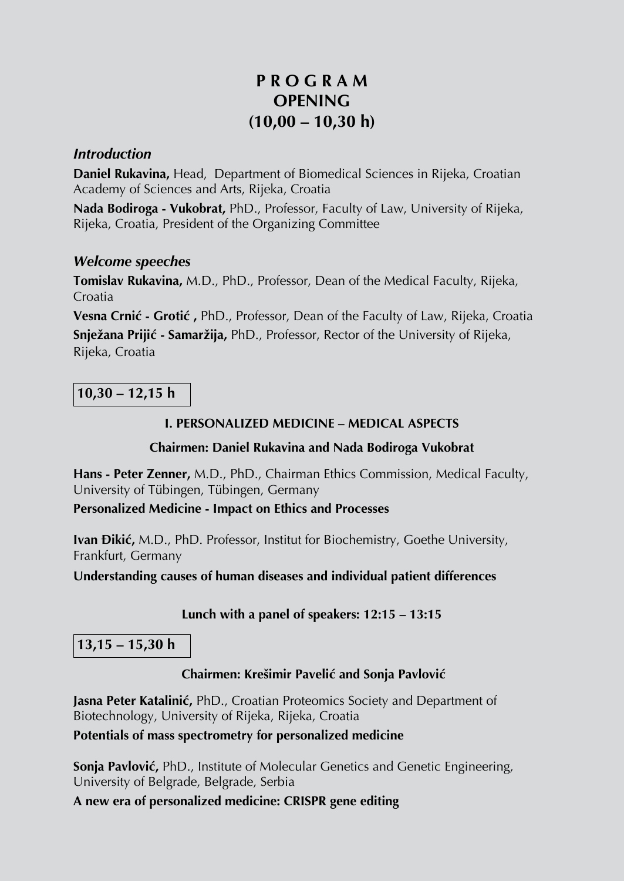# PROGRAM
## OPENING
## (10,00 – 10,30 h)

### *Introduction*

**Daniel Rukavina,** Head, Department of Biomedical Sciences in Rijeka, Croatian Academy of Sciences and Arts, Rijeka, Croatia

**Nada Bodiroga - Vukobrat,** PhD., Professor, Faculty of Law, University of Rijeka, Rijeka, Croatia, President of the Organizing Committee

### *Welcome speeches*

**Tomislav Rukavina,** M.D., PhD., Professor, Dean of the Medical Faculty, Rijeka, Croatia

**Vesna Crnić - Grotić ,** PhD., Professor, Dean of the Faculty of Law, Rijeka, Croatia

**Snježana Prijić - Samaržija,** PhD., Professor, Rector of the University of Rijeka, Rijeka, Croatia

**10,30 – 12,15 h**

### I. PERSONALIZED MEDICINE – MEDICAL ASPECTS

**Chairmen: Daniel Rukavina and Nada Bodiroga Vukobrat**

**Hans - Peter Zenner,** M.D., PhD., Chairman Ethics Commission, Medical Faculty, University of Tübingen, Tübingen, Germany

**Personalized Medicine - Impact on Ethics and Processes**

**Ivan Đikić,** M.D., PhD. Professor, Institut for Biochemistry, Goethe University, Frankfurt, Germany

**Understanding causes of human diseases and individual patient differences**

**Lunch with a panel of speakers: 12:15 – 13:15**

**13,15 – 15,30 h**

**Chairmen: Krešimir Pavelić and Sonja Pavlović**

**Jasna Peter Katalinić,** PhD., Croatian Proteomics Society and Department of Biotechnology, University of Rijeka, Rijeka, Croatia

**Potentials of mass spectrometry for personalized medicine**

**Sonja Pavlović,** PhD., Institute of Molecular Genetics and Genetic Engineering, University of Belgrade, Belgrade, Serbia

**A new era of personalized medicine: CRISPR gene editing**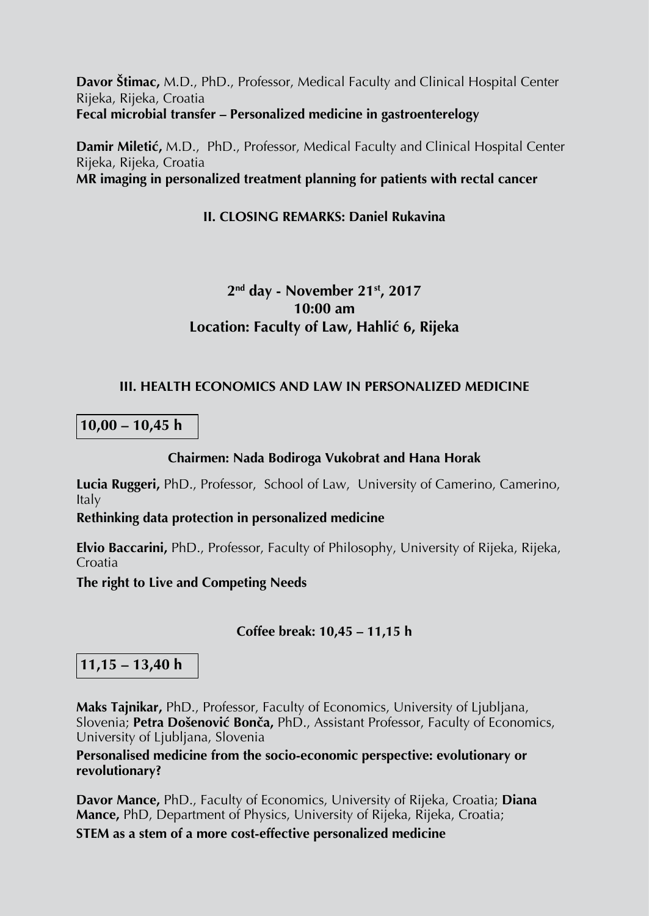**Davor Štimac,** M.D., PhD., Professor, Medical Faculty and Clinical Hospital Center Rijeka, Rijeka, Croatia
**Fecal microbial transfer – Personalized medicine in gastroenterelogy**

**Damir Miletić,** M.D., PhD., Professor, Medical Faculty and Clinical Hospital Center Rijeka, Rijeka, Croatia
**MR imaging in personalized treatment planning for patients with rectal cancer**

**II. CLOSING REMARKS: Daniel Rukavina**

## 2nd day - November 21st, 2017
## 10:00 am
## Location: Faculty of Law, Hahlić 6, Rijeka

### III. HEALTH ECONOMICS AND LAW IN PERSONALIZED MEDICINE

**10,00 – 10,45 h**

**Chairmen: Nada Bodiroga Vukobrat and Hana Horak**

**Lucia Ruggeri,** PhD., Professor, School of Law, University of Camerino, Camerino, Italy
**Rethinking data protection in personalized medicine**

**Elvio Baccarini,** PhD., Professor, Faculty of Philosophy, University of Rijeka, Rijeka, Croatia
**The right to Live and Competing Needs**

**Coffee break: 10,45 – 11,15 h**

**11,15 – 13,40 h**

**Maks Tajnikar,** PhD., Professor, Faculty of Economics, University of Ljubljana, Slovenia; **Petra Došenović Bonča,** PhD., Assistant Professor, Faculty of Economics, University of Ljubljana, Slovenia
**Personalised medicine from the socio-economic perspective: evolutionary or revolutionary?**

**Davor Mance,** PhD., Faculty of Economics, University of Rijeka, Croatia; **Diana Mance,** PhD, Department of Physics, University of Rijeka, Rijeka, Croatia;
**STEM as a stem of a more cost-effective personalized medicine**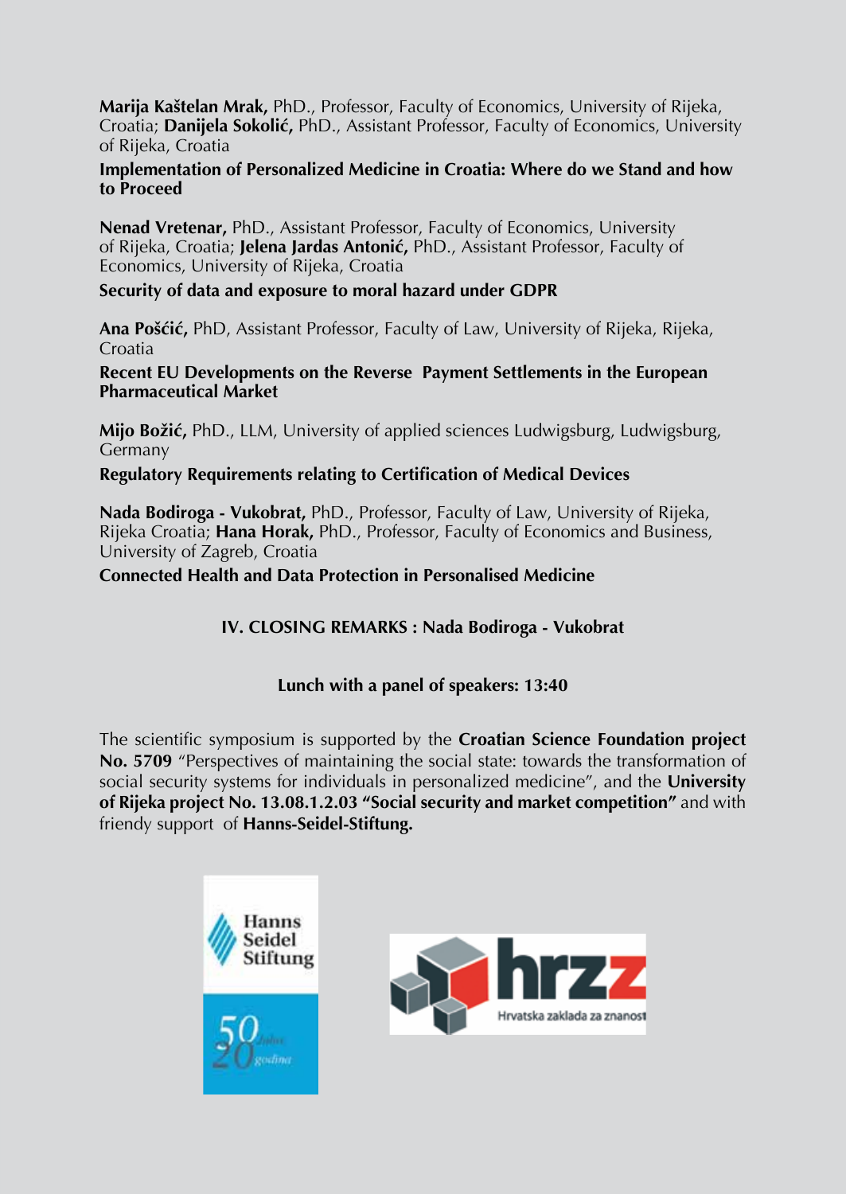**Marija Kaštelan Mrak,** PhD., Professor, Faculty of Economics, University of Rijeka, Croatia; **Danijela Sokolić,** PhD., Assistant Professor, Faculty of Economics, University of Rijeka, Croatia

**Implementation of Personalized Medicine in Croatia: Where do we Stand and how to Proceed**

**Nenad Vretenar,** PhD., Assistant Professor, Faculty of Economics, University of Rijeka, Croatia; **Jelena Jardas Antonić,** PhD., Assistant Professor, Faculty of Economics, University of Rijeka, Croatia

**Security of data and exposure to moral hazard under GDPR**

**Ana Pošćić,** PhD, Assistant Professor, Faculty of Law, University of Rijeka, Rijeka, Croatia

**Recent EU Developments on the Reverse Payment Settlements in the European Pharmaceutical Market**

**Mijo Božić,** PhD., LLM, University of applied sciences Ludwigsburg, Ludwigsburg, Germany

**Regulatory Requirements relating to Certification of Medical Devices**

**Nada Bodiroga - Vukobrat,** PhD., Professor, Faculty of Law, University of Rijeka, Rijeka Croatia; **Hana Horak,** PhD., Professor, Faculty of Economics and Business, University of Zagreb, Croatia

**Connected Health and Data Protection in Personalised Medicine**

**IV. CLOSING REMARKS : Nada Bodiroga - Vukobrat**

**Lunch with a panel of speakers: 13:40**

The scientific symposium is supported by the **Croatian Science Foundation project No. 5709** "Perspectives of maintaining the social state: towards the transformation of social security systems for individuals in personalized medicine", and the **University of Rijeka project No. 13.08.1.2.03 "Social security and market competition"** and with friendly support of **Hanns-Seidel-Stiftung.**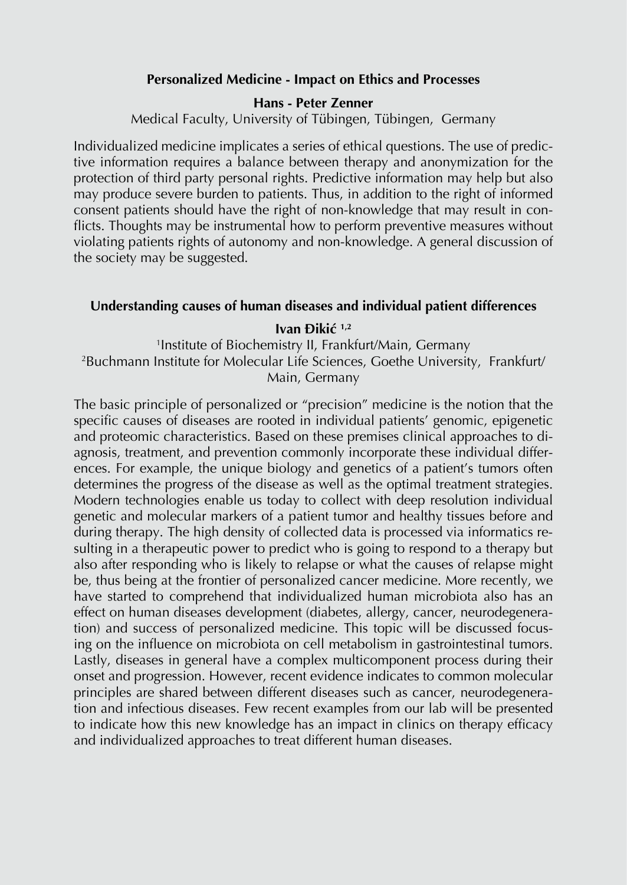## Personalized Medicine - Impact on Ethics and Processes

**Hans - Peter Zenner**

Medical Faculty, University of Tübingen, Tübingen, Germany

Individualized medicine implicates a series of ethical questions. The use of predictive information requires a balance between therapy and anonymization for the protection of third party personal rights. Predictive information may help but also may produce severe burden to patients. Thus, in addition to the right of informed consent patients should have the right of non-knowledge that may result in conflicts. Thoughts may be instrumental how to perform preventive measures without violating patients rights of autonomy and non-knowledge. A general discussion of the society may be suggested.

## Understanding causes of human diseases and individual patient differences

**Ivan Đikić [1,2]**

[1]Institute of Biochemistry II, Frankfurt/Main, Germany
[2]Buchmann Institute for Molecular Life Sciences, Goethe University, Frankfurt/Main, Germany

The basic principle of personalized or "precision" medicine is the notion that the specific causes of diseases are rooted in individual patients' genomic, epigenetic and proteomic characteristics. Based on these premises clinical approaches to diagnosis, treatment, and prevention commonly incorporate these individual differences. For example, the unique biology and genetics of a patient's tumors often determines the progress of the disease as well as the optimal treatment strategies. Modern technologies enable us today to collect with deep resolution individual genetic and molecular markers of a patient tumor and healthy tissues before and during therapy. The high density of collected data is processed via informatics resulting in a therapeutic power to predict who is going to respond to a therapy but also after responding who is likely to relapse or what the causes of relapse might be, thus being at the frontier of personalized cancer medicine. More recently, we have started to comprehend that individualized human microbiota also has an effect on human diseases development (diabetes, allergy, cancer, neurodegeneration) and success of personalized medicine. This topic will be discussed focusing on the influence on microbiota on cell metabolism in gastrointestinal tumors. Lastly, diseases in general have a complex multicomponent process during their onset and progression. However, recent evidence indicates to common molecular principles are shared between different diseases such as cancer, neurodegeneration and infectious diseases. Few recent examples from our lab will be presented to indicate how this new knowledge has an impact in clinics on therapy efficacy and individualized approaches to treat different human diseases.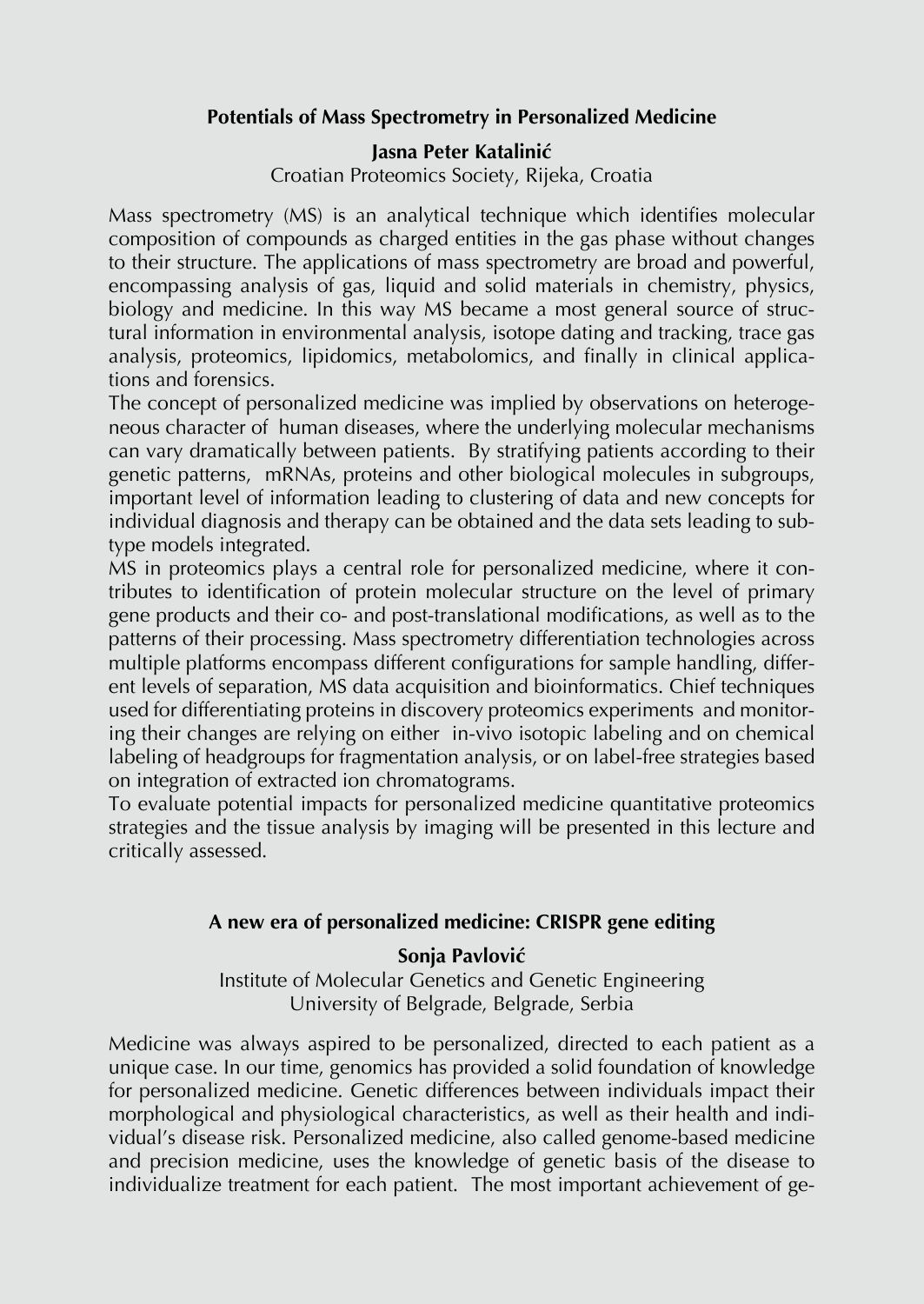## Potentials of Mass Spectrometry in Personalized Medicine

**Jasna Peter Katalinić**

Croatian Proteomics Society, Rijeka, Croatia

Mass spectrometry (MS) is an analytical technique which identifies molecular composition of compounds as charged entities in the gas phase without changes to their structure. The applications of mass spectrometry are broad and powerful, encompassing analysis of gas, liquid and solid materials in chemistry, physics, biology and medicine. In this way MS became a most general source of structural information in environmental analysis, isotope dating and tracking, trace gas analysis, proteomics, lipidomics, metabolomics, and finally in clinical applications and forensics.

The concept of personalized medicine was implied by observations on heterogeneous character of human diseases, where the underlying molecular mechanisms can vary dramatically between patients. By stratifying patients according to their genetic patterns, mRNAs, proteins and other biological molecules in subgroups, important level of information leading to clustering of data and new concepts for individual diagnosis and therapy can be obtained and the data sets leading to subtype models integrated.

MS in proteomics plays a central role for personalized medicine, where it contributes to identification of protein molecular structure on the level of primary gene products and their co- and post-translational modifications, as well as to the patterns of their processing. Mass spectrometry differentiation technologies across multiple platforms encompass different configurations for sample handling, different levels of separation, MS data acquisition and bioinformatics. Chief techniques used for differentiating proteins in discovery proteomics experiments and monitoring their changes are relying on either in-vivo isotopic labeling and on chemical labeling of headgroups for fragmentation analysis, or on label-free strategies based on integration of extracted ion chromatograms.

To evaluate potential impacts for personalized medicine quantitative proteomics strategies and the tissue analysis by imaging will be presented in this lecture and critically assessed.

## A new era of personalized medicine: CRISPR gene editing

**Sonja Pavlović**

Institute of Molecular Genetics and Genetic Engineering
University of Belgrade, Belgrade, Serbia

Medicine was always aspired to be personalized, directed to each patient as a unique case. In our time, genomics has provided a solid foundation of knowledge for personalized medicine. Genetic differences between individuals impact their morphological and physiological characteristics, as well as their health and individual's disease risk. Personalized medicine, also called genome-based medicine and precision medicine, uses the knowledge of genetic basis of the disease to individualize treatment for each patient. The most important achievement of ge-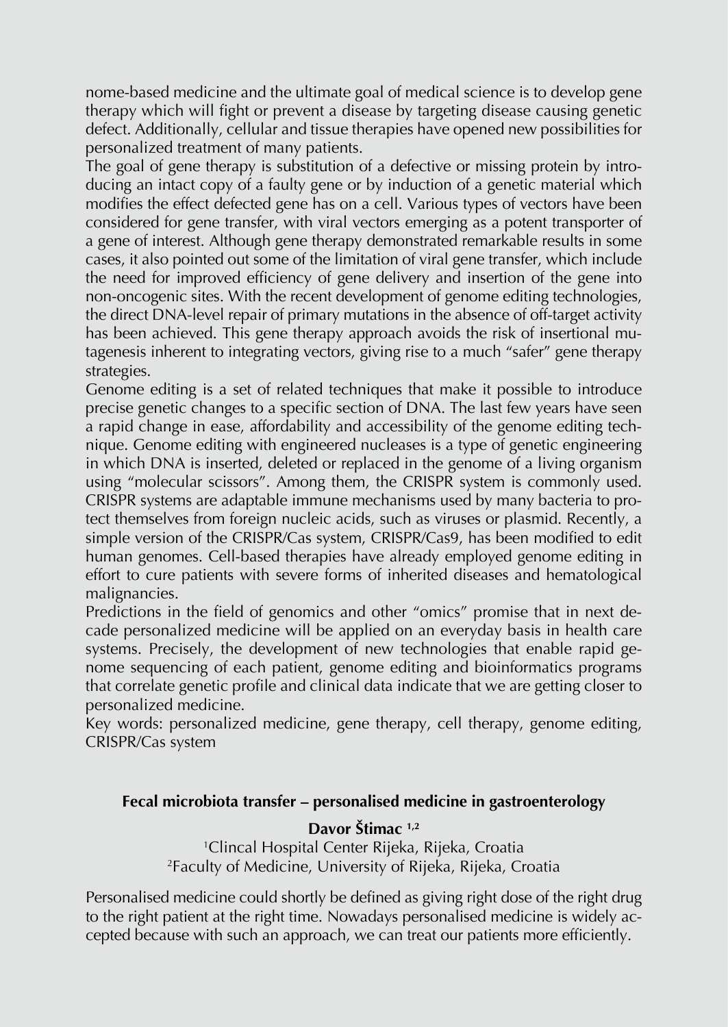nome-based medicine and the ultimate goal of medical science is to develop gene therapy which will fight or prevent a disease by targeting disease causing genetic defect. Additionally, cellular and tissue therapies have opened new possibilities for personalized treatment of many patients.

The goal of gene therapy is substitution of a defective or missing protein by introducing an intact copy of a faulty gene or by induction of a genetic material which modifies the effect defected gene has on a cell. Various types of vectors have been considered for gene transfer, with viral vectors emerging as a potent transporter of a gene of interest. Although gene therapy demonstrated remarkable results in some cases, it also pointed out some of the limitation of viral gene transfer, which include the need for improved efficiency of gene delivery and insertion of the gene into non-oncogenic sites. With the recent development of genome editing technologies, the direct DNA-level repair of primary mutations in the absence of off-target activity has been achieved. This gene therapy approach avoids the risk of insertional mutagenesis inherent to integrating vectors, giving rise to a much "safer" gene therapy strategies.

Genome editing is a set of related techniques that make it possible to introduce precise genetic changes to a specific section of DNA. The last few years have seen a rapid change in ease, affordability and accessibility of the genome editing technique. Genome editing with engineered nucleases is a type of genetic engineering in which DNA is inserted, deleted or replaced in the genome of a living organism using "molecular scissors". Among them, the CRISPR system is commonly used. CRISPR systems are adaptable immune mechanisms used by many bacteria to protect themselves from foreign nucleic acids, such as viruses or plasmid. Recently, a simple version of the CRISPR/Cas system, CRISPR/Cas9, has been modified to edit human genomes. Cell-based therapies have already employed genome editing in effort to cure patients with severe forms of inherited diseases and hematological malignancies.

Predictions in the field of genomics and other "omics" promise that in next decade personalized medicine will be applied on an everyday basis in health care systems. Precisely, the development of new technologies that enable rapid genome sequencing of each patient, genome editing and bioinformatics programs that correlate genetic profile and clinical data indicate that we are getting closer to personalized medicine.

Key words: personalized medicine, gene therapy, cell therapy, genome editing, CRISPR/Cas system

## Fecal microbiota transfer – personalised medicine in gastroenterology

**Davor Štimac [1,2]**

[1]Clincal Hospital Center Rijeka, Rijeka, Croatia
[2]Faculty of Medicine, University of Rijeka, Rijeka, Croatia

Personalised medicine could shortly be defined as giving right dose of the right drug to the right patient at the right time. Nowadays personalised medicine is widely accepted because with such an approach, we can treat our patients more efficiently.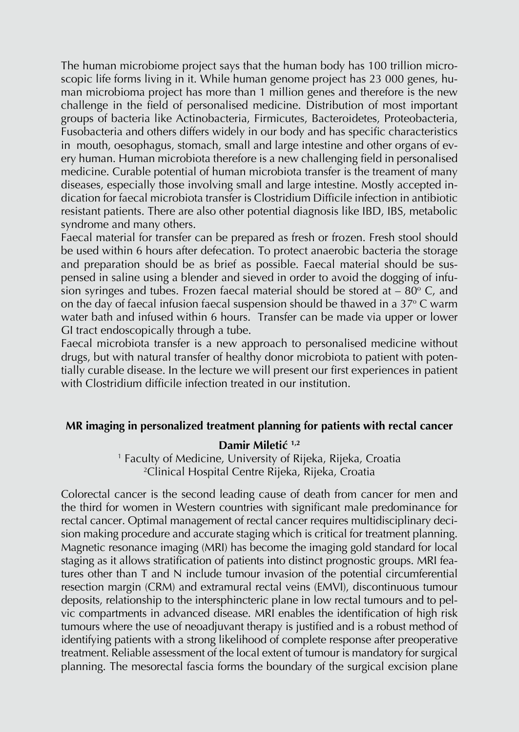The human microbiome project says that the human body has 100 trillion microscopic life forms living in it. While human genome project has 23 000 genes, human microbioma project has more than 1 million genes and therefore is the new challenge in the field of personalised medicine. Distribution of most important groups of bacteria like Actinobacteria, Firmicutes, Bacteroidetes, Proteobacteria, Fusobacteria and others differs widely in our body and has specific characteristics in mouth, oesophagus, stomach, small and large intestine and other organs of every human. Human microbiota therefore is a new challenging field in personalised medicine. Curable potential of human microbiota transfer is the treament of many diseases, especially those involving small and large intestine. Mostly accepted indication for faecal microbiota transfer is Clostridium Difficile infection in antibiotic resistant patients. There are also other potential diagnosis like IBD, IBS, metabolic syndrome and many others.

Faecal material for transfer can be prepared as fresh or frozen. Fresh stool should be used within 6 hours after defecation. To protect anaerobic bacteria the storage and preparation should be as brief as possible. Faecal material should be suspensed in saline using a blender and sieved in order to avoid the dogging of infusion syringes and tubes. Frozen faecal material should be stored at – 80° C, and on the day of faecal infusion faecal suspension should be thawed in a 37° C warm water bath and infused within 6 hours. Transfer can be made via upper or lower GI tract endoscopically through a tube.

Faecal microbiota transfer is a new approach to personalised medicine without drugs, but with natural transfer of healthy donor microbiota to patient with potentially curable disease. In the lecture we will present our first experiences in patient with Clostridium difficile infection treated in our institution.

## MR imaging in personalized treatment planning for patients with rectal cancer

**Damir Miletić [1,2]**

[1] Faculty of Medicine, University of Rijeka, Rijeka, Croatia
[2] Clinical Hospital Centre Rijeka, Rijeka, Croatia

Colorectal cancer is the second leading cause of death from cancer for men and the third for women in Western countries with significant male predominance for rectal cancer. Optimal management of rectal cancer requires multidisciplinary decision making procedure and accurate staging which is critical for treatment planning. Magnetic resonance imaging (MRI) has become the imaging gold standard for local staging as it allows stratification of patients into distinct prognostic groups. MRI features other than T and N include tumour invasion of the potential circumferential resection margin (CRM) and extramural rectal veins (EMVI), discontinuous tumour deposits, relationship to the intersphincteric plane in low rectal tumours and to pelvic compartments in advanced disease. MRI enables the identification of high risk tumours where the use of neoadjuvant therapy is justified and is a robust method of identifying patients with a strong likelihood of complete response after preoperative treatment. Reliable assessment of the local extent of tumour is mandatory for surgical planning. The mesorectal fascia forms the boundary of the surgical excision plane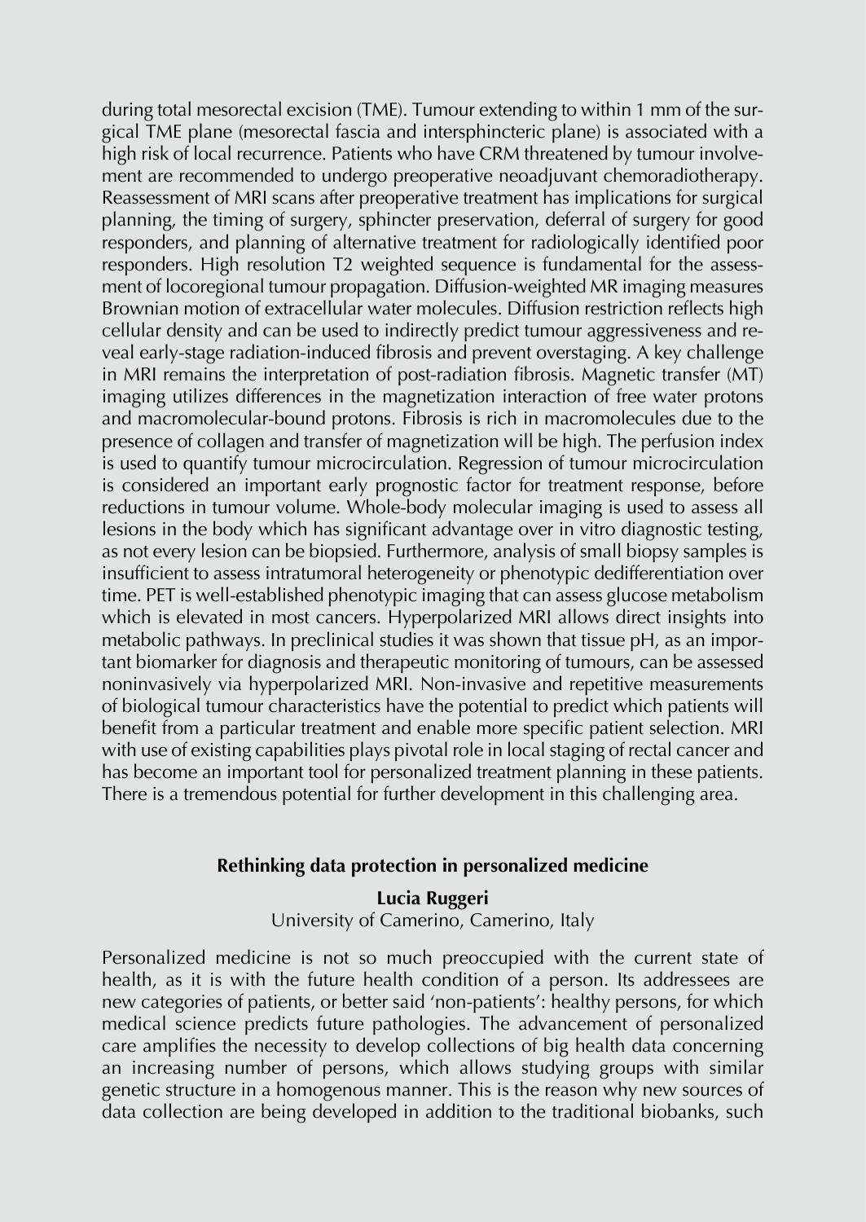during total mesorectal excision (TME). Tumour extending to within 1 mm of the surgical TME plane (mesorectal fascia and intersphincteric plane) is associated with a high risk of local recurrence. Patients who have CRM threatened by tumour involvement are recommended to undergo preoperative neoadjuvant chemoradiotherapy. Reassessment of MRI scans after preoperative treatment has implications for surgical planning, the timing of surgery, sphincter preservation, deferral of surgery for good responders, and planning of alternative treatment for radiologically identified poor responders. High resolution T2 weighted sequence is fundamental for the assessment of locoregional tumour propagation. Diffusion-weighted MR imaging measures Brownian motion of extracellular water molecules. Diffusion restriction reflects high cellular density and can be used to indirectly predict tumour aggressiveness and reveal early-stage radiation-induced fibrosis and prevent overstaging. A key challenge in MRI remains the interpretation of post-radiation fibrosis. Magnetic transfer (MT) imaging utilizes differences in the magnetization interaction of free water protons and macromolecular-bound protons. Fibrosis is rich in macromolecules due to the presence of collagen and transfer of magnetization will be high. The perfusion index is used to quantify tumour microcirculation. Regression of tumour microcirculation is considered an important early prognostic factor for treatment response, before reductions in tumour volume. Whole-body molecular imaging is used to assess all lesions in the body which has significant advantage over in vitro diagnostic testing, as not every lesion can be biopsied. Furthermore, analysis of small biopsy samples is insufficient to assess intratumoral heterogeneity or phenotypic dedifferentiation over time. PET is well-established phenotypic imaging that can assess glucose metabolism which is elevated in most cancers. Hyperpolarized MRI allows direct insights into metabolic pathways. In preclinical studies it was shown that tissue pH, as an important biomarker for diagnosis and therapeutic monitoring of tumours, can be assessed noninvasively via hyperpolarized MRI. Non-invasive and repetitive measurements of biological tumour characteristics have the potential to predict which patients will benefit from a particular treatment and enable more specific patient selection. MRI with use of existing capabilities plays pivotal role in local staging of rectal cancer and has become an important tool for personalized treatment planning in these patients. There is a tremendous potential for further development in this challenging area.

## Rethinking data protection in personalized medicine

**Lucia Ruggeri**

University of Camerino, Camerino, Italy

Personalized medicine is not so much preoccupied with the current state of health, as it is with the future health condition of a person. Its addressees are new categories of patients, or better said 'non-patients': healthy persons, for which medical science predicts future pathologies. The advancement of personalized care amplifies the necessity to develop collections of big health data concerning an increasing number of persons, which allows studying groups with similar genetic structure in a homogenous manner. This is the reason why new sources of data collection are being developed in addition to the traditional biobanks, such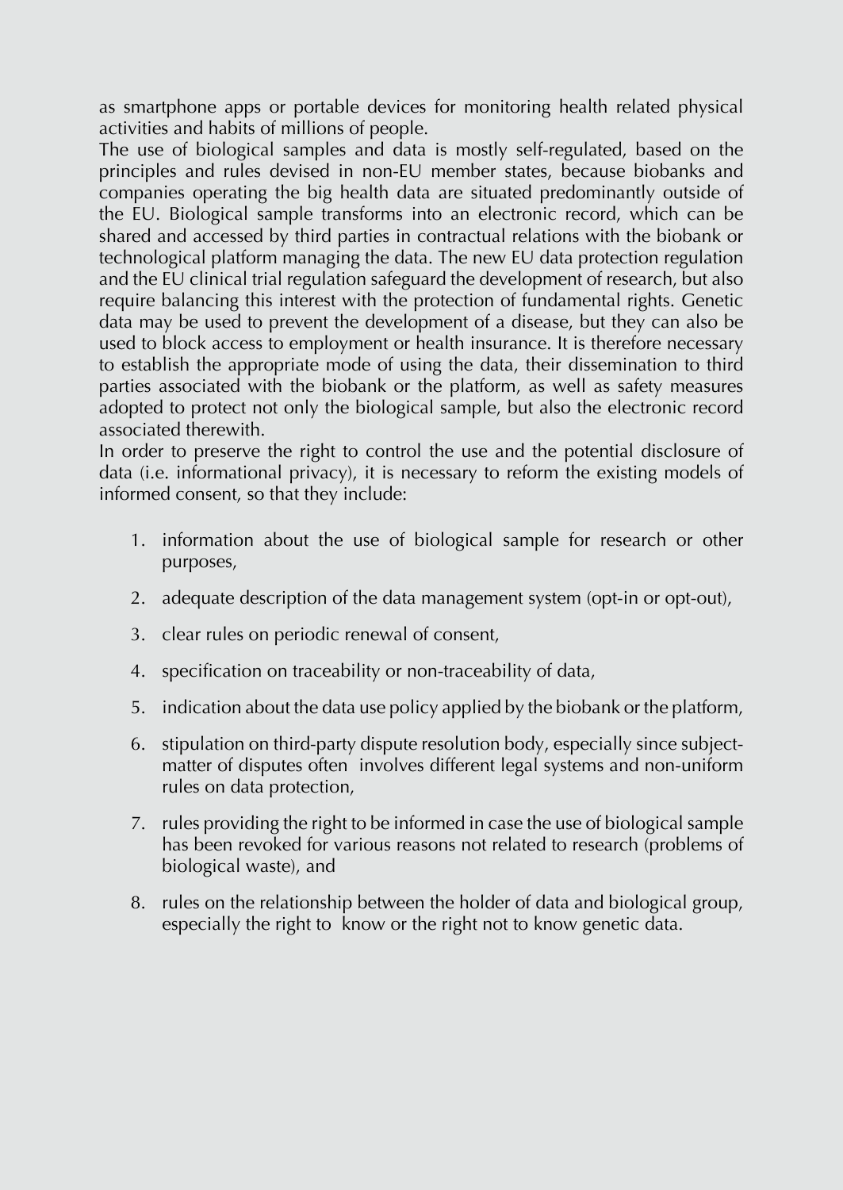as smartphone apps or portable devices for monitoring health related physical activities and habits of millions of people.

The use of biological samples and data is mostly self-regulated, based on the principles and rules devised in non-EU member states, because biobanks and companies operating the big health data are situated predominantly outside of the EU. Biological sample transforms into an electronic record, which can be shared and accessed by third parties in contractual relations with the biobank or technological platform managing the data. The new EU data protection regulation and the EU clinical trial regulation safeguard the development of research, but also require balancing this interest with the protection of fundamental rights. Genetic data may be used to prevent the development of a disease, but they can also be used to block access to employment or health insurance. It is therefore necessary to establish the appropriate mode of using the data, their dissemination to third parties associated with the biobank or the platform, as well as safety measures adopted to protect not only the biological sample, but also the electronic record associated therewith.

In order to preserve the right to control the use and the potential disclosure of data (i.e. informational privacy), it is necessary to reform the existing models of informed consent, so that they include:

1. information about the use of biological sample for research or other purposes,
2. adequate description of the data management system (opt-in or opt-out),
3. clear rules on periodic renewal of consent,
4. specification on traceability or non-traceability of data,
5. indication about the data use policy applied by the biobank or the platform,
6. stipulation on third-party dispute resolution body, especially since subject-matter of disputes often involves different legal systems and non-uniform rules on data protection,
7. rules providing the right to be informed in case the use of biological sample has been revoked for various reasons not related to research (problems of biological waste), and
8. rules on the relationship between the holder of data and biological group, especially the right to know or the right not to know genetic data.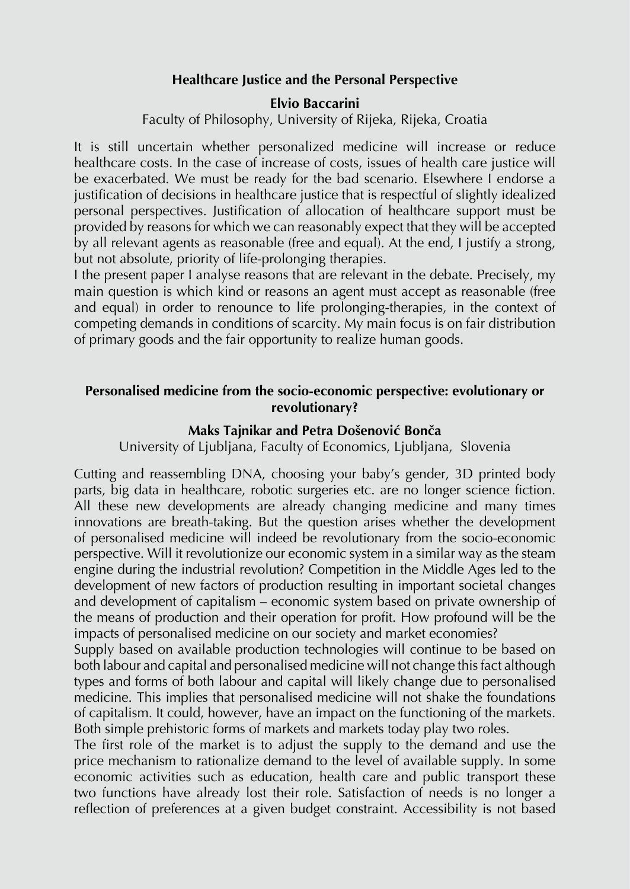### Healthcare Justice and the Personal Perspective

**Elvio Baccarini**

Faculty of Philosophy, University of Rijeka, Rijeka, Croatia

It is still uncertain whether personalized medicine will increase or reduce healthcare costs. In the case of increase of costs, issues of health care justice will be exacerbated. We must be ready for the bad scenario. Elsewhere I endorse a justification of decisions in healthcare justice that is respectful of slightly idealized personal perspectives. Justification of allocation of healthcare support must be provided by reasons for which we can reasonably expect that they will be accepted by all relevant agents as reasonable (free and equal). At the end, I justify a strong, but not absolute, priority of life-prolonging therapies.

I the present paper I analyse reasons that are relevant in the debate. Precisely, my main question is which kind or reasons an agent must accept as reasonable (free and equal) in order to renounce to life prolonging-therapies, in the context of competing demands in conditions of scarcity. My main focus is on fair distribution of primary goods and the fair opportunity to realize human goods.

### Personalised medicine from the socio-economic perspective: evolutionary or revolutionary?

**Maks Tajnikar and Petra Došenović Bonča**

University of Ljubljana, Faculty of Economics, Ljubljana, Slovenia

Cutting and reassembling DNA, choosing your baby's gender, 3D printed body parts, big data in healthcare, robotic surgeries etc. are no longer science fiction. All these new developments are already changing medicine and many times innovations are breath-taking. But the question arises whether the development of personalised medicine will indeed be revolutionary from the socio-economic perspective. Will it revolutionize our economic system in a similar way as the steam engine during the industrial revolution? Competition in the Middle Ages led to the development of new factors of production resulting in important societal changes and development of capitalism – economic system based on private ownership of the means of production and their operation for profit. How profound will be the impacts of personalised medicine on our society and market economies?

Supply based on available production technologies will continue to be based on both labour and capital and personalised medicine will not change this fact although types and forms of both labour and capital will likely change due to personalised medicine. This implies that personalised medicine will not shake the foundations of capitalism. It could, however, have an impact on the functioning of the markets. Both simple prehistoric forms of markets and markets today play two roles.

The first role of the market is to adjust the supply to the demand and use the price mechanism to rationalize demand to the level of available supply. In some economic activities such as education, health care and public transport these two functions have already lost their role. Satisfaction of needs is no longer a reflection of preferences at a given budget constraint. Accessibility is not based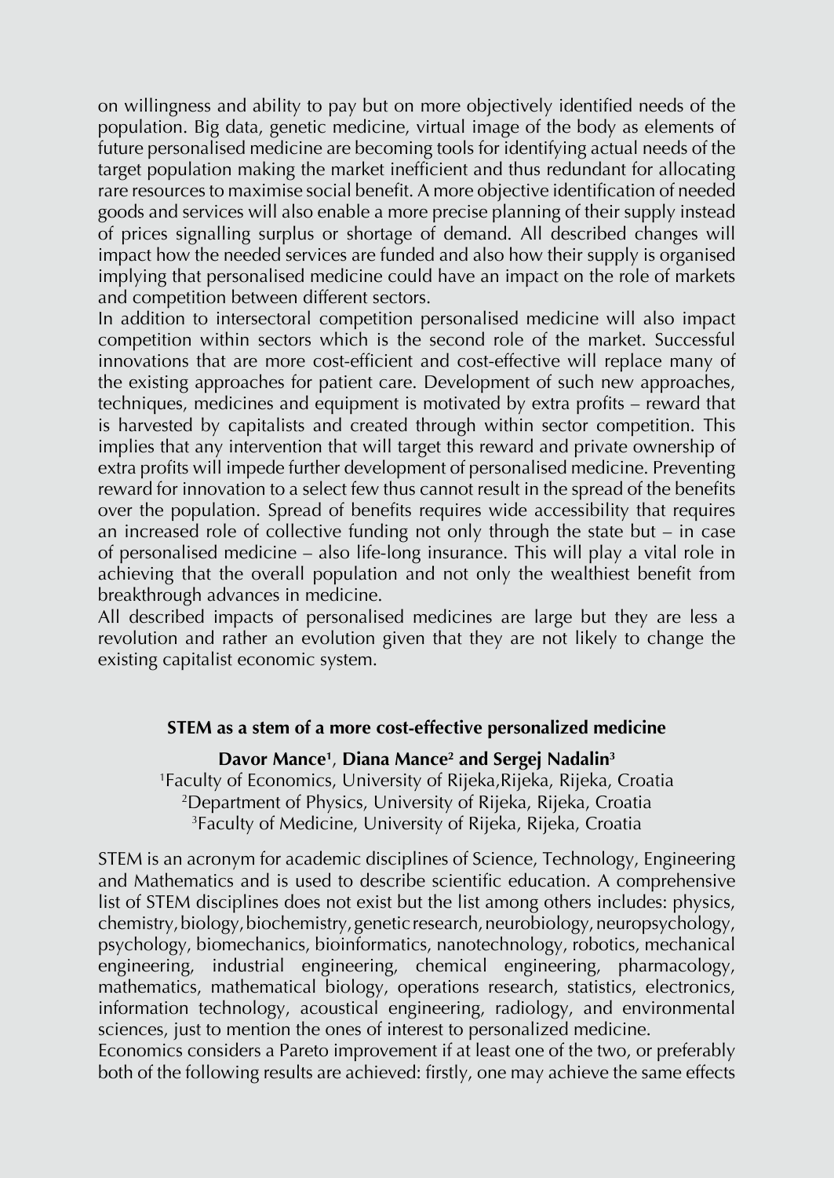on willingness and ability to pay but on more objectively identified needs of the population. Big data, genetic medicine, virtual image of the body as elements of future personalised medicine are becoming tools for identifying actual needs of the target population making the market inefficient and thus redundant for allocating rare resources to maximise social benefit. A more objective identification of needed goods and services will also enable a more precise planning of their supply instead of prices signalling surplus or shortage of demand. All described changes will impact how the needed services are funded and also how their supply is organised implying that personalised medicine could have an impact on the role of markets and competition between different sectors.

In addition to intersectoral competition personalised medicine will also impact competition within sectors which is the second role of the market. Successful innovations that are more cost-efficient and cost-effective will replace many of the existing approaches for patient care. Development of such new approaches, techniques, medicines and equipment is motivated by extra profits – reward that is harvested by capitalists and created through within sector competition. This implies that any intervention that will target this reward and private ownership of extra profits will impede further development of personalised medicine. Preventing reward for innovation to a select few thus cannot result in the spread of the benefits over the population. Spread of benefits requires wide accessibility that requires an increased role of collective funding not only through the state but – in case of personalised medicine – also life-long insurance. This will play a vital role in achieving that the overall population and not only the wealthiest benefit from breakthrough advances in medicine.

All described impacts of personalised medicines are large but they are less a revolution and rather an evolution given that they are not likely to change the existing capitalist economic system.

## STEM as a stem of a more cost-effective personalized medicine

**Davor Mance[1], Diana Mance[2] and Sergej Nadalin[3]**

[1]Faculty of Economics, University of Rijeka,Rijeka, Rijeka, Croatia
[2]Department of Physics, University of Rijeka, Rijeka, Croatia
[3]Faculty of Medicine, University of Rijeka, Rijeka, Croatia

STEM is an acronym for academic disciplines of Science, Technology, Engineering and Mathematics and is used to describe scientific education. A comprehensive list of STEM disciplines does not exist but the list among others includes: physics, chemistry, biology, biochemistry, genetic research, neurobiology, neuropsychology, psychology, biomechanics, bioinformatics, nanotechnology, robotics, mechanical engineering, industrial engineering, chemical engineering, pharmacology, mathematics, mathematical biology, operations research, statistics, electronics, information technology, acoustical engineering, radiology, and environmental sciences, just to mention the ones of interest to personalized medicine.

Economics considers a Pareto improvement if at least one of the two, or preferably both of the following results are achieved: firstly, one may achieve the same effects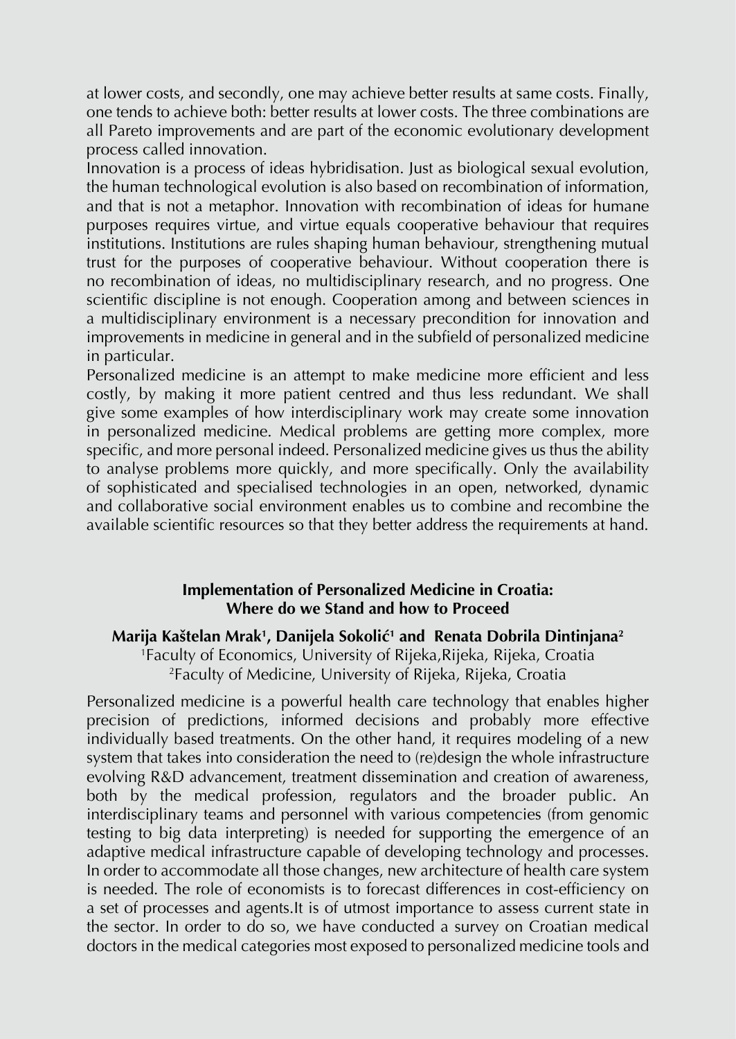at lower costs, and secondly, one may achieve better results at same costs. Finally, one tends to achieve both: better results at lower costs. The three combinations are all Pareto improvements and are part of the economic evolutionary development process called innovation.

Innovation is a process of ideas hybridisation. Just as biological sexual evolution, the human technological evolution is also based on recombination of information, and that is not a metaphor. Innovation with recombination of ideas for humane purposes requires virtue, and virtue equals cooperative behaviour that requires institutions. Institutions are rules shaping human behaviour, strengthening mutual trust for the purposes of cooperative behaviour. Without cooperation there is no recombination of ideas, no multidisciplinary research, and no progress. One scientific discipline is not enough. Cooperation among and between sciences in a multidisciplinary environment is a necessary precondition for innovation and improvements in medicine in general and in the subfield of personalized medicine in particular.

Personalized medicine is an attempt to make medicine more efficient and less costly, by making it more patient centred and thus less redundant. We shall give some examples of how interdisciplinary work may create some innovation in personalized medicine. Medical problems are getting more complex, more specific, and more personal indeed. Personalized medicine gives us thus the ability to analyse problems more quickly, and more specifically. Only the availability of sophisticated and specialised technologies in an open, networked, dynamic and collaborative social environment enables us to combine and recombine the available scientific resources so that they better address the requirements at hand.

## Implementation of Personalized Medicine in Croatia: Where do we Stand and how to Proceed

**Marija Kaštelan Mrak[1], Danijela Sokolić[1] and Renata Dobrila Dintinjana[2]**

[1]Faculty of Economics, University of Rijeka,Rijeka, Rijeka, Croatia
[2]Faculty of Medicine, University of Rijeka, Rijeka, Croatia

Personalized medicine is a powerful health care technology that enables higher precision of predictions, informed decisions and probably more effective individually based treatments. On the other hand, it requires modeling of a new system that takes into consideration the need to (re)design the whole infrastructure evolving R&D advancement, treatment dissemination and creation of awareness, both by the medical profession, regulators and the broader public. An interdisciplinary teams and personnel with various competencies (from genomic testing to big data interpreting) is needed for supporting the emergence of an adaptive medical infrastructure capable of developing technology and processes. In order to accommodate all those changes, new architecture of health care system is needed. The role of economists is to forecast differences in cost-efficiency on a set of processes and agents.It is of utmost importance to assess current state in the sector. In order to do so, we have conducted a survey on Croatian medical doctors in the medical categories most exposed to personalized medicine tools and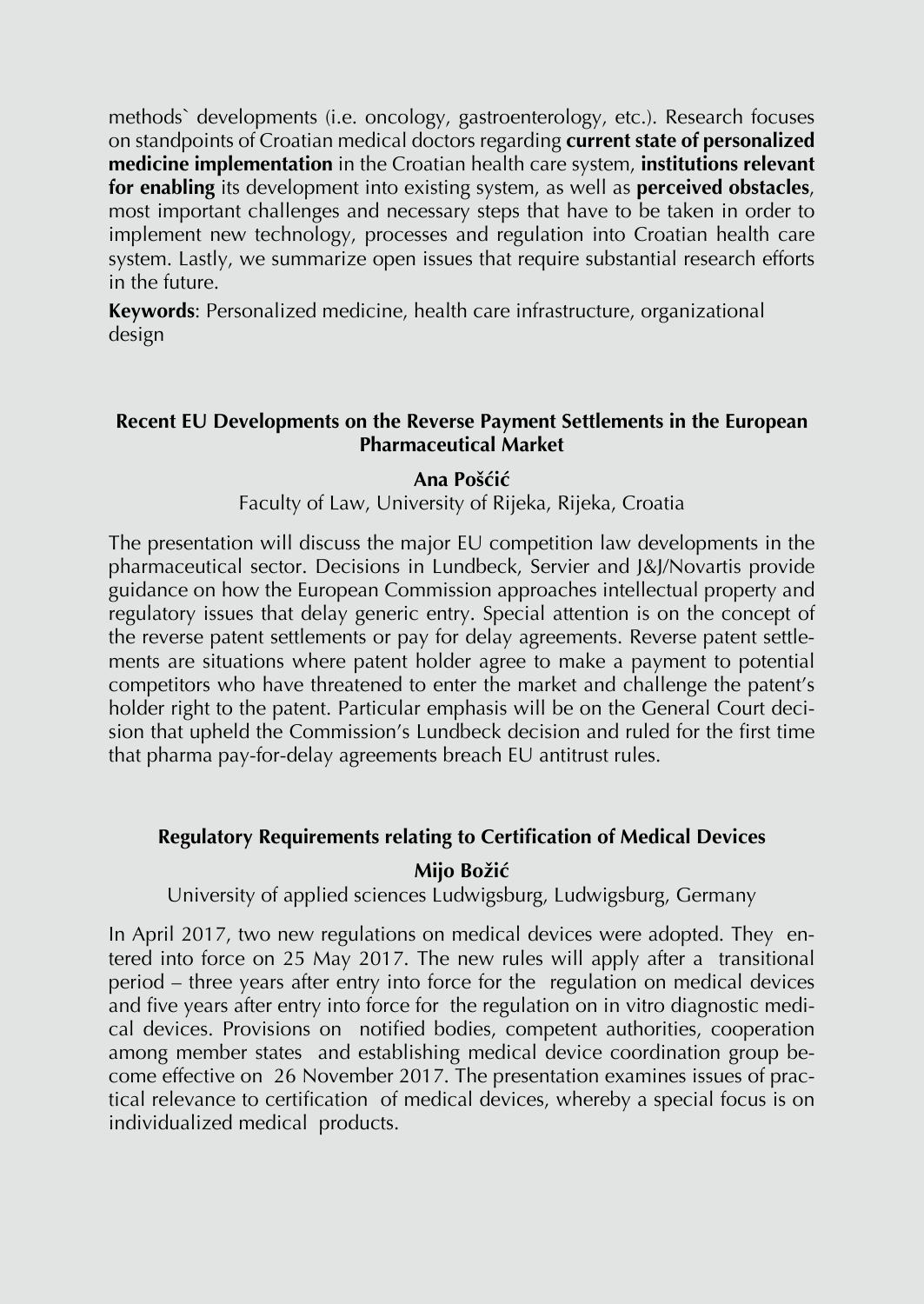methods` developments (i.e. oncology, gastroenterology, etc.). Research focuses on standpoints of Croatian medical doctors regarding **current state of personalized medicine implementation** in the Croatian health care system, **institutions relevant for enabling** its development into existing system, as well as **perceived obstacles**, most important challenges and necessary steps that have to be taken in order to implement new technology, processes and regulation into Croatian health care system. Lastly, we summarize open issues that require substantial research efforts in the future.

**Keywords**: Personalized medicine, health care infrastructure, organizational design

### Recent EU Developments on the Reverse Payment Settlements in the European Pharmaceutical Market

**Ana Pošćić**

Faculty of Law, University of Rijeka, Rijeka, Croatia

The presentation will discuss the major EU competition law developments in the pharmaceutical sector. Decisions in Lundbeck, Servier and J&J/Novartis provide guidance on how the European Commission approaches intellectual property and regulatory issues that delay generic entry. Special attention is on the concept of the reverse patent settlements or pay for delay agreements. Reverse patent settlements are situations where patent holder agree to make a payment to potential competitors who have threatened to enter the market and challenge the patent's holder right to the patent. Particular emphasis will be on the General Court decision that upheld the Commission's Lundbeck decision and ruled for the first time that pharma pay-for-delay agreements breach EU antitrust rules.

### Regulatory Requirements relating to Certification of Medical Devices

**Mijo Božić**

University of applied sciences Ludwigsburg, Ludwigsburg, Germany

In April 2017, two new regulations on medical devices were adopted. They entered into force on 25 May 2017. The new rules will apply after a transitional period – three years after entry into force for the regulation on medical devices and five years after entry into force for the regulation on in vitro diagnostic medical devices. Provisions on notified bodies, competent authorities, cooperation among member states and establishing medical device coordination group become effective on 26 November 2017. The presentation examines issues of practical relevance to certification of medical devices, whereby a special focus is on individualized medical products.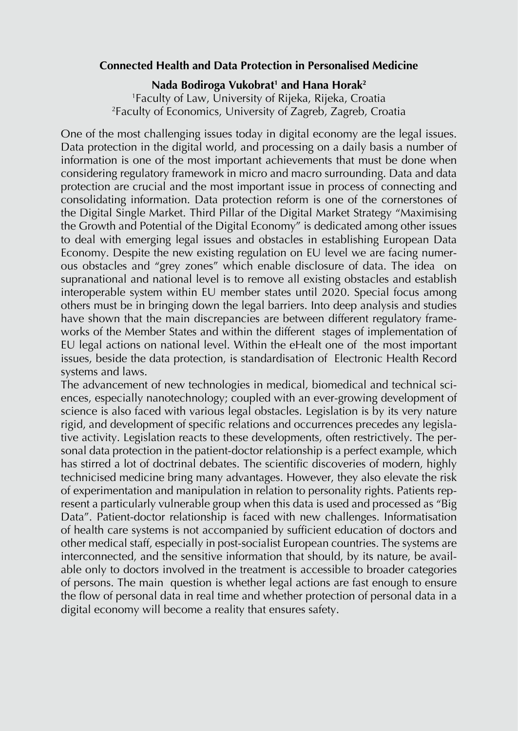### Connected Health and Data Protection in Personalised Medicine

**Nada Bodiroga Vukobrat[1] and Hana Horak[2]**

[1]Faculty of Law, University of Rijeka, Rijeka, Croatia
[2]Faculty of Economics, University of Zagreb, Zagreb, Croatia

One of the most challenging issues today in digital economy are the legal issues. Data protection in the digital world, and processing on a daily basis a number of information is one of the most important achievements that must be done when considering regulatory framework in micro and macro surrounding. Data and data protection are crucial and the most important issue in process of connecting and consolidating information. Data protection reform is one of the cornerstones of the Digital Single Market. Third Pillar of the Digital Market Strategy "Maximising the Growth and Potential of the Digital Economy" is dedicated among other issues to deal with emerging legal issues and obstacles in establishing European Data Economy. Despite the new existing regulation on EU level we are facing numerous obstacles and "grey zones" which enable disclosure of data. The idea on supranational and national level is to remove all existing obstacles and establish interoperable system within EU member states until 2020. Special focus among others must be in bringing down the legal barriers. Into deep analysis and studies have shown that the main discrepancies are between different regulatory frameworks of the Member States and within the different stages of implementation of EU legal actions on national level. Within the eHealt one of the most important issues, beside the data protection, is standardisation of Electronic Health Record systems and laws.

The advancement of new technologies in medical, biomedical and technical sciences, especially nanotechnology; coupled with an ever-growing development of science is also faced with various legal obstacles. Legislation is by its very nature rigid, and development of specific relations and occurrences precedes any legislative activity. Legislation reacts to these developments, often restrictively. The personal data protection in the patient-doctor relationship is a perfect example, which has stirred a lot of doctrinal debates. The scientific discoveries of modern, highly technicised medicine bring many advantages. However, they also elevate the risk of experimentation and manipulation in relation to personality rights. Patients represent a particularly vulnerable group when this data is used and processed as "Big Data". Patient-doctor relationship is faced with new challenges. Informatisation of health care systems is not accompanied by sufficient education of doctors and other medical staff, especially in post-socialist European countries. The systems are interconnected, and the sensitive information that should, by its nature, be available only to doctors involved in the treatment is accessible to broader categories of persons. The main question is whether legal actions are fast enough to ensure the flow of personal data in real time and whether protection of personal data in a digital economy will become a reality that ensures safety.